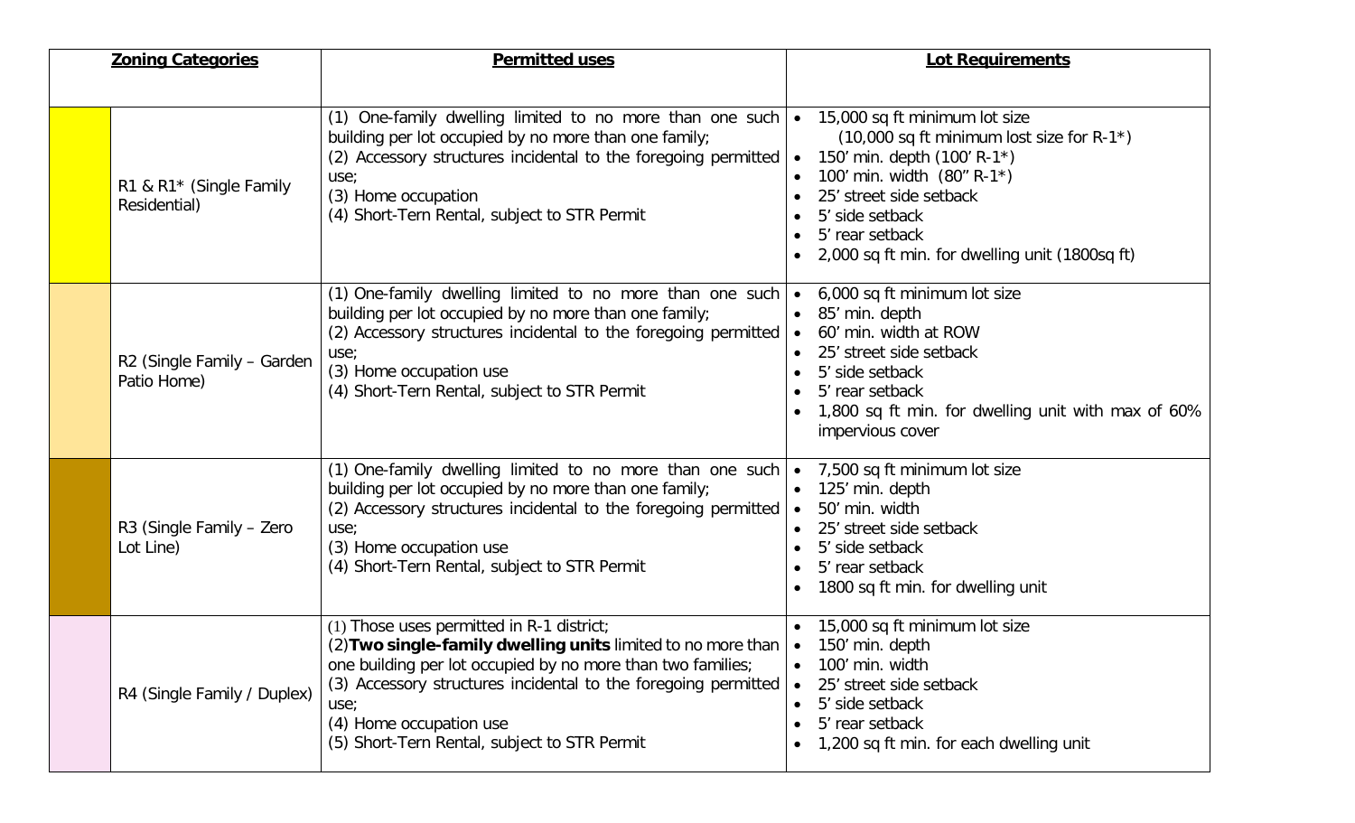| Zoning Categories | Permitted uses | Lot Requirements |
|---|---|---|
| R1 & R1* (Single Family Residential) | (1) One-family dwelling limited to no more than one such building per lot occupied by no more than one family;<br>(2) Accessory structures incidental to the foregoing permitted use;<br>(3) Home occupation<br>(4) Short-Tern Rental, subject to STR Permit | • 15,000 sq ft minimum lot size (10,000 sq ft minimum lost size for R-1*)<br>• 150' min. depth (100' R-1*)<br>• 100' min. width (80" R-1*)<br>• 25' street side setback<br>• 5' side setback<br>• 5' rear setback<br>• 2,000 sq ft min. for dwelling unit (1800sq ft) |
| R2 (Single Family – Garden Patio Home) | (1) One-family dwelling limited to no more than one such building per lot occupied by no more than one family;<br>(2) Accessory structures incidental to the foregoing permitted use;<br>(3) Home occupation use<br>(4) Short-Tern Rental, subject to STR Permit | • 6,000 sq ft minimum lot size<br>• 85' min. depth<br>• 60' min. width at ROW<br>• 25' street side setback<br>• 5' side setback<br>• 5' rear setback<br>• 1,800 sq ft min. for dwelling unit with max of 60% impervious cover |
| R3 (Single Family – Zero Lot Line) | (1) One-family dwelling limited to no more than one such building per lot occupied by no more than one family;<br>(2) Accessory structures incidental to the foregoing permitted use;<br>(3) Home occupation use<br>(4) Short-Tern Rental, subject to STR Permit | • 7,500 sq ft minimum lot size<br>• 125' min. depth<br>• 50' min. width<br>• 25' street side setback<br>• 5' side setback<br>• 5' rear setback<br>• 1800 sq ft min. for dwelling unit |
| R4 (Single Family / Duplex) | (1) Those uses permitted in R-1 district;<br>(2)**Two single-family dwelling units** limited to no more than one building per lot occupied by no more than two families;<br>(3) Accessory structures incidental to the foregoing permitted use;<br>(4) Home occupation use<br>(5) Short-Tern Rental, subject to STR Permit | • 15,000 sq ft minimum lot size<br>• 150' min. depth<br>• 100' min. width<br>• 25' street side setback<br>• 5' side setback<br>• 5' rear setback<br>• 1,200 sq ft min. for each dwelling unit |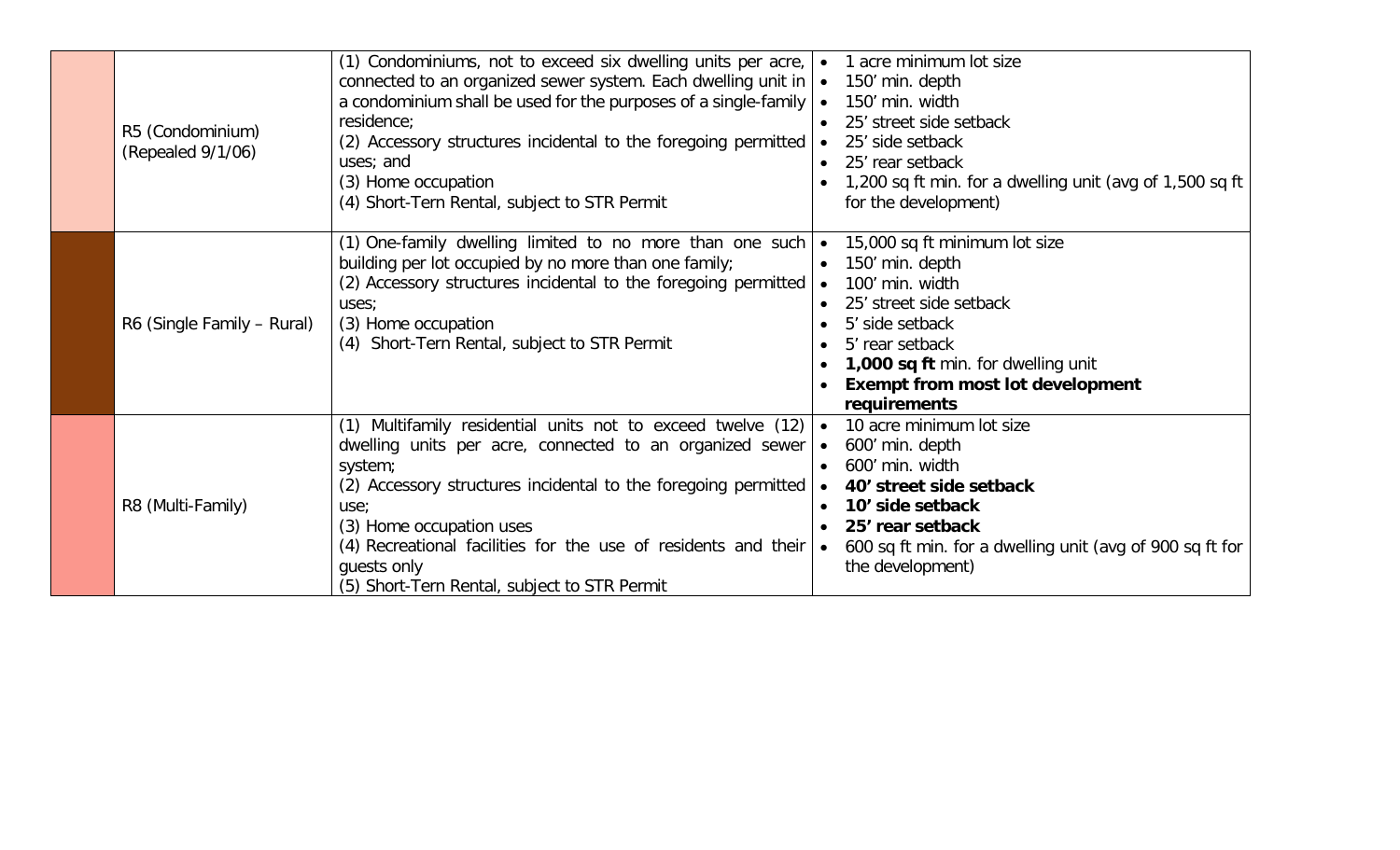| | | | |
|---|---|---|---|
| | R5 (Condominium) (Repealed 9/1/06) | (1) Condominiums, not to exceed six dwelling units per acre, connected to an organized sewer system. Each dwelling unit in a condominium shall be used for the purposes of a single-family residence;<br>(2) Accessory structures incidental to the foregoing permitted uses; and<br>(3) Home occupation<br>(4) Short-Tern Rental, subject to STR Permit | • 1 acre minimum lot size<br>• 150' min. depth<br>• 150' min. width<br>• 25' street side setback<br>• 25' side setback<br>• 25' rear setback<br>• 1,200 sq ft min. for a dwelling unit (avg of 1,500 sq ft for the development) |
| | R6 (Single Family – Rural) | (1) One-family dwelling limited to no more than one such building per lot occupied by no more than one family;<br>(2) Accessory structures incidental to the foregoing permitted uses;<br>(3) Home occupation<br>(4) Short-Tern Rental, subject to STR Permit | • 15,000 sq ft minimum lot size<br>• 150' min. depth<br>• 100' min. width<br>• 25' street side setback<br>• 5' side setback<br>• 5' rear setback<br>• **1,000 sq ft** min. for dwelling unit<br>• **Exempt from most lot development requirements** |
| | R8 (Multi-Family) | (1) Multifamily residential units not to exceed twelve (12) dwelling units per acre, connected to an organized sewer system;<br>(2) Accessory structures incidental to the foregoing permitted use;<br>(3) Home occupation uses<br>(4) Recreational facilities for the use of residents and their guests only<br>(5) Short-Tern Rental, subject to STR Permit | • 10 acre minimum lot size<br>• 600' min. depth<br>• 600' min. width<br>• **40' street side setback**<br>• **10' side setback**<br>• **25' rear setback**<br>• 600 sq ft min. for a dwelling unit (avg of 900 sq ft for the development) |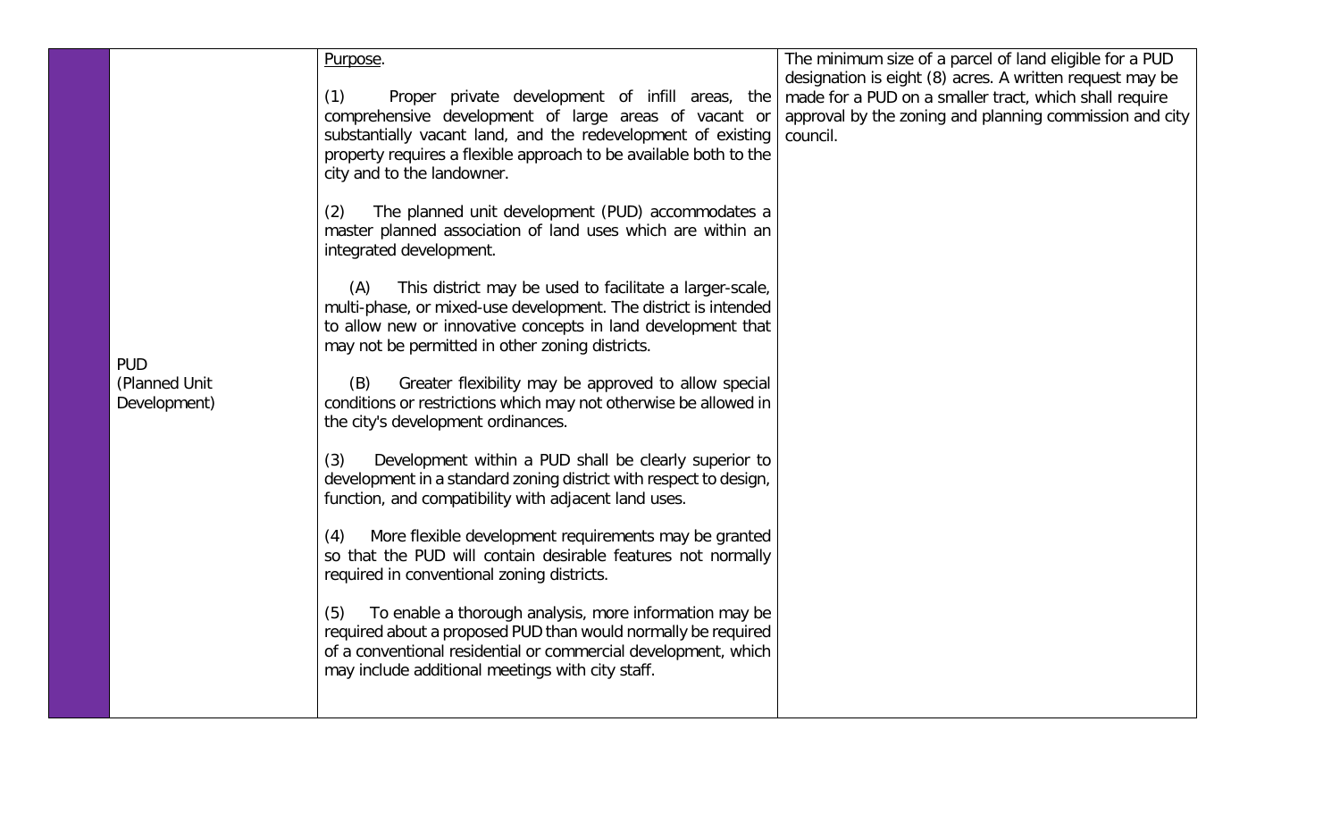| | PUD (Planned Unit Development) | Purpose.<br><br>(1) Proper private development of infill areas, the comprehensive development of large areas of vacant or substantially vacant land, and the redevelopment of existing property requires a flexible approach to be available both to the city and to the landowner.<br><br>(2) The planned unit development (PUD) accommodates a master planned association of land uses which are within an integrated development.<br><br>(A) This district may be used to facilitate a larger-scale, multi-phase, or mixed-use development. The district is intended to allow new or innovative concepts in land development that may not be permitted in other zoning districts.<br><br>(B) Greater flexibility may be approved to allow special conditions or restrictions which may not otherwise be allowed in the city's development ordinances.<br><br>(3) Development within a PUD shall be clearly superior to development in a standard zoning district with respect to design, function, and compatibility with adjacent land uses.<br><br>(4) More flexible development requirements may be granted so that the PUD will contain desirable features not normally required in conventional zoning districts.<br><br>(5) To enable a thorough analysis, more information may be required about a proposed PUD than would normally be required of a conventional residential or commercial development, which may include additional meetings with city staff. | The minimum size of a parcel of land eligible for a PUD designation is eight (8) acres. A written request may be made for a PUD on a smaller tract, which shall require approval by the zoning and planning commission and city council. |
|---|---|---|---|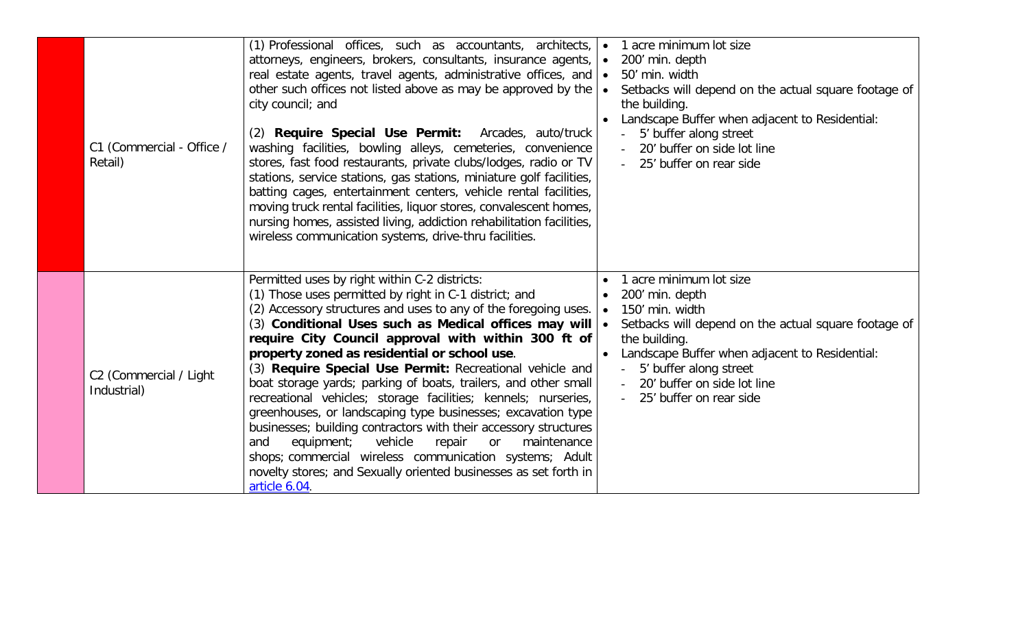|  | C1 (Commercial - Office / Retail) | (1) Professional offices, such as accountants, architects, attorneys, engineers, brokers, consultants, insurance agents, real estate agents, travel agents, administrative offices, and other such offices not listed above as may be approved by the city council; and<br><br>(2) **Require Special Use Permit:** Arcades, auto/truck washing facilities, bowling alleys, cemeteries, convenience stores, fast food restaurants, private clubs/lodges, radio or TV stations, service stations, gas stations, miniature golf facilities, batting cages, entertainment centers, vehicle rental facilities, moving truck rental facilities, liquor stores, convalescent homes, nursing homes, assisted living, addiction rehabilitation facilities, wireless communication systems, drive-thru facilities. | • 1 acre minimum lot size<br>• 200' min. depth<br>• 50' min. width<br>• Setbacks will depend on the actual square footage of the building.<br>• Landscape Buffer when adjacent to Residential:<br>- 5' buffer along street<br>- 20' buffer on side lot line<br>- 25' buffer on rear side |
|---|---|---|---|
|  | C2 (Commercial / Light Industrial) | Permitted uses by right within C-2 districts:<br>(1) Those uses permitted by right in C-1 district; and<br>(2) Accessory structures and uses to any of the foregoing uses.<br>(3) **Conditional Uses such as Medical offices may will require City Council approval with within 300 ft of property zoned as residential or school use**.<br>(3) **Require Special Use Permit:** Recreational vehicle and boat storage yards; parking of boats, trailers, and other small recreational vehicles; storage facilities; kennels; nurseries, greenhouses, or landscaping type businesses; excavation type businesses; building contractors with their accessory structures and equipment; vehicle repair or maintenance shops; commercial wireless communication systems; Adult novelty stores; and Sexually oriented businesses as set forth in article 6.04. | • 1 acre minimum lot size<br>• 200' min. depth<br>• 150' min. width<br>• Setbacks will depend on the actual square footage of the building.<br>• Landscape Buffer when adjacent to Residential:<br>- 5' buffer along street<br>- 20' buffer on side lot line<br>- 25' buffer on rear side |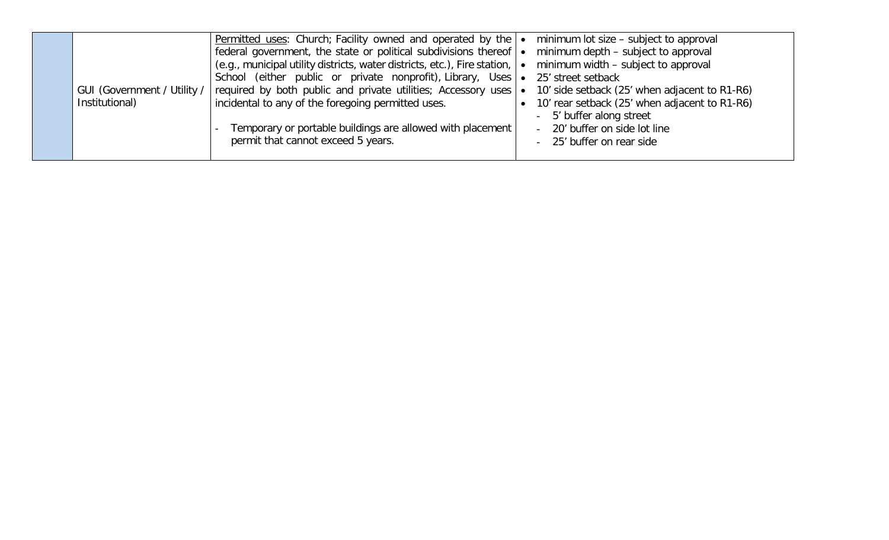| | | | |
|---|---|---|---|
| | GUI (Government / Utility / Institutional) | <u>Permitted uses</u>: Church; Facility owned and operated by the federal government, the state or political subdivisions thereof (e.g., municipal utility districts, water districts, etc.), Fire station, School (either public or private nonprofit), Library, Uses required by both public and private utilities; Accessory uses incidental to any of the foregoing permitted uses.<br><br>- Temporary or portable buildings are allowed with placement permit that cannot exceed 5 years. | • minimum lot size – subject to approval<br>• minimum depth – subject to approval<br>• minimum width – subject to approval<br>• 25' street setback<br>• 10' side setback (25' when adjacent to R1-R6)<br>• 10' rear setback (25' when adjacent to R1-R6)<br>  - 5' buffer along street<br>  - 20' buffer on side lot line<br>  - 25' buffer on rear side |